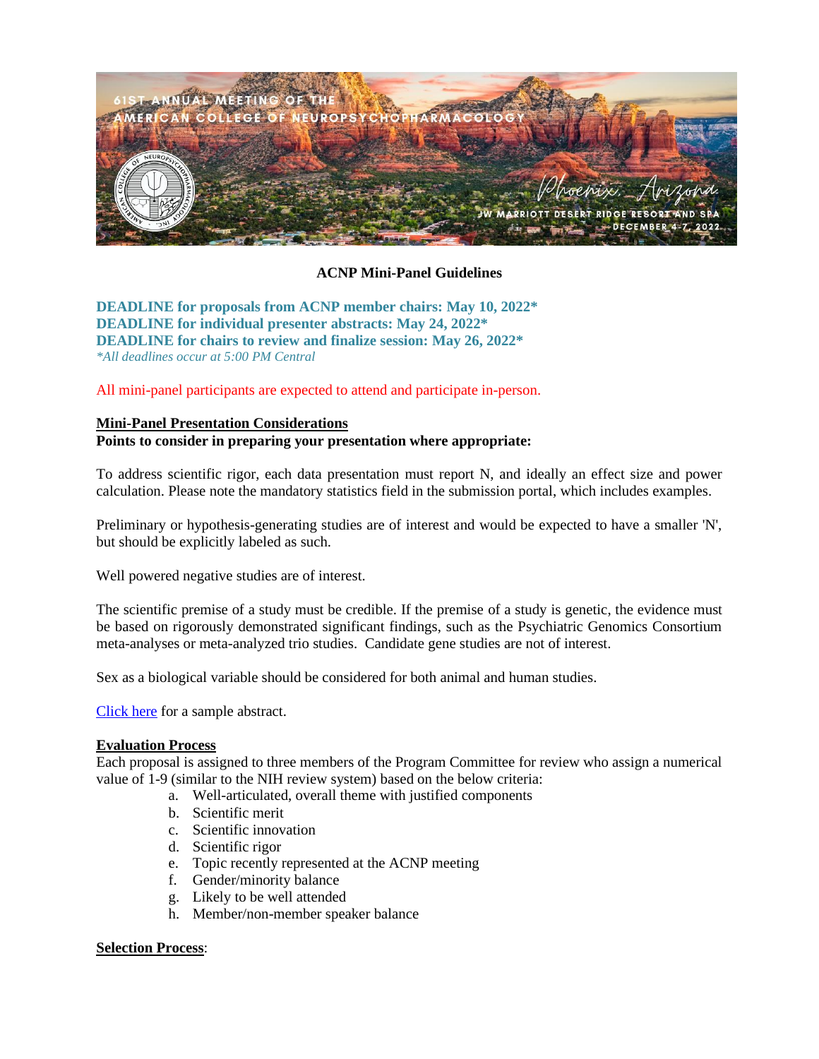61ST ANNUAL MEETING OF THE AMERICAN COLLEGE OF NEUROPSYCHOPHARMACOLOGY

Phoenix, Arizona

JW MARRIOTT DESERT RIDGE RESORT AND SPA

DECEMBER 4-7, 2022

# ACNP Mini-Panel Guidelines

**DEADLINE for proposals from ACNP member chairs: May 10, 2022***
**DEADLINE for individual presenter abstracts: May 24, 2022***
**DEADLINE for chairs to review and finalize session: May 26, 2022***
*\*All deadlines occur at 5:00 PM Central*

All mini-panel participants are expected to attend and participate in-person.

## Mini-Panel Presentation Considerations

**Points to consider in preparing your presentation where appropriate:**

To address scientific rigor, each data presentation must report N, and ideally an effect size and power calculation. Please note the mandatory statistics field in the submission portal, which includes examples.

Preliminary or hypothesis-generating studies are of interest and would be expected to have a smaller 'N', but should be explicitly labeled as such.

Well powered negative studies are of interest.

The scientific premise of a study must be credible. If the premise of a study is genetic, the evidence must be based on rigorously demonstrated significant findings, such as the Psychiatric Genomics Consortium meta-analyses or meta-analyzed trio studies. Candidate gene studies are not of interest.

Sex as a biological variable should be considered for both animal and human studies.

[Click here](#) for a sample abstract.

## Evaluation Process

Each proposal is assigned to three members of the Program Committee for review who assign a numerical value of 1-9 (similar to the NIH review system) based on the below criteria:

a. Well-articulated, overall theme with justified components
b. Scientific merit
c. Scientific innovation
d. Scientific rigor
e. Topic recently represented at the ACNP meeting
f. Gender/minority balance
g. Likely to be well attended
h. Member/non-member speaker balance

## Selection Process: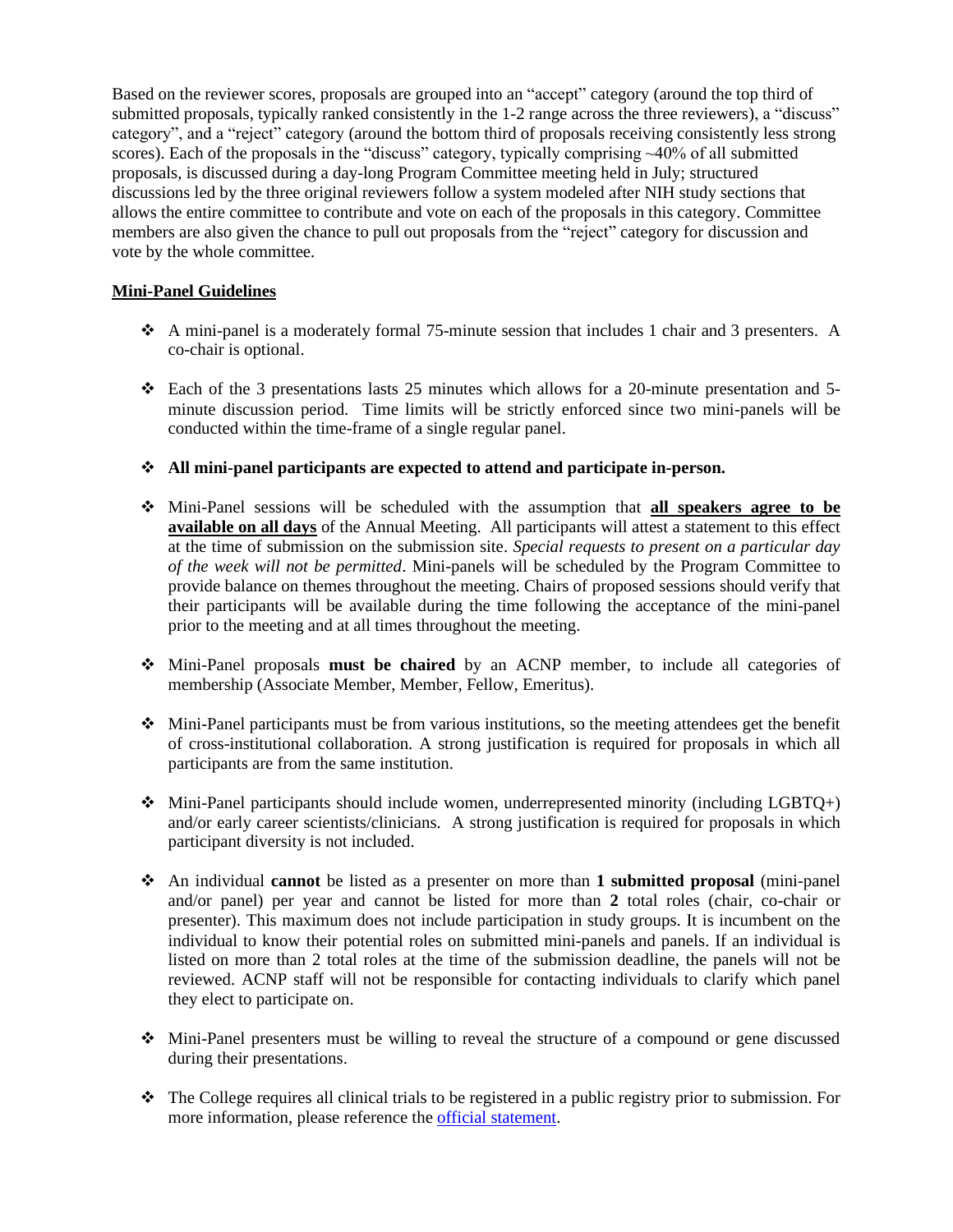Based on the reviewer scores, proposals are grouped into an "accept" category (around the top third of submitted proposals, typically ranked consistently in the 1-2 range across the three reviewers), a "discuss" category", and a "reject" category (around the bottom third of proposals receiving consistently less strong scores). Each of the proposals in the "discuss" category, typically comprising ~40% of all submitted proposals, is discussed during a day-long Program Committee meeting held in July; structured discussions led by the three original reviewers follow a system modeled after NIH study sections that allows the entire committee to contribute and vote on each of the proposals in this category. Committee members are also given the chance to pull out proposals from the "reject" category for discussion and vote by the whole committee.

**Mini-Panel Guidelines**

- A mini-panel is a moderately formal 75-minute session that includes 1 chair and 3 presenters. A co-chair is optional.

- Each of the 3 presentations lasts 25 minutes which allows for a 20-minute presentation and 5-minute discussion period. Time limits will be strictly enforced since two mini-panels will be conducted within the time-frame of a single regular panel.

- **All mini-panel participants are expected to attend and participate in-person.**

- Mini-Panel sessions will be scheduled with the assumption that **all speakers agree to be available on all days** of the Annual Meeting. All participants will attest a statement to this effect at the time of submission on the submission site. *Special requests to present on a particular day of the week will not be permitted*. Mini-panels will be scheduled by the Program Committee to provide balance on themes throughout the meeting. Chairs of proposed sessions should verify that their participants will be available during the time following the acceptance of the mini-panel prior to the meeting and at all times throughout the meeting.

- Mini-Panel proposals **must be chaired** by an ACNP member, to include all categories of membership (Associate Member, Member, Fellow, Emeritus).

- Mini-Panel participants must be from various institutions, so the meeting attendees get the benefit of cross-institutional collaboration. A strong justification is required for proposals in which all participants are from the same institution.

- Mini-Panel participants should include women, underrepresented minority (including LGBTQ+) and/or early career scientists/clinicians. A strong justification is required for proposals in which participant diversity is not included.

- An individual **cannot** be listed as a presenter on more than **1 submitted proposal** (mini-panel and/or panel) per year and cannot be listed for more than **2** total roles (chair, co-chair or presenter). This maximum does not include participation in study groups. It is incumbent on the individual to know their potential roles on submitted mini-panels and panels. If an individual is listed on more than 2 total roles at the time of the submission deadline, the panels will not be reviewed. ACNP staff will not be responsible for contacting individuals to clarify which panel they elect to participate on.

- Mini-Panel presenters must be willing to reveal the structure of a compound or gene discussed during their presentations.

- The College requires all clinical trials to be registered in a public registry prior to submission. For more information, please reference the official statement.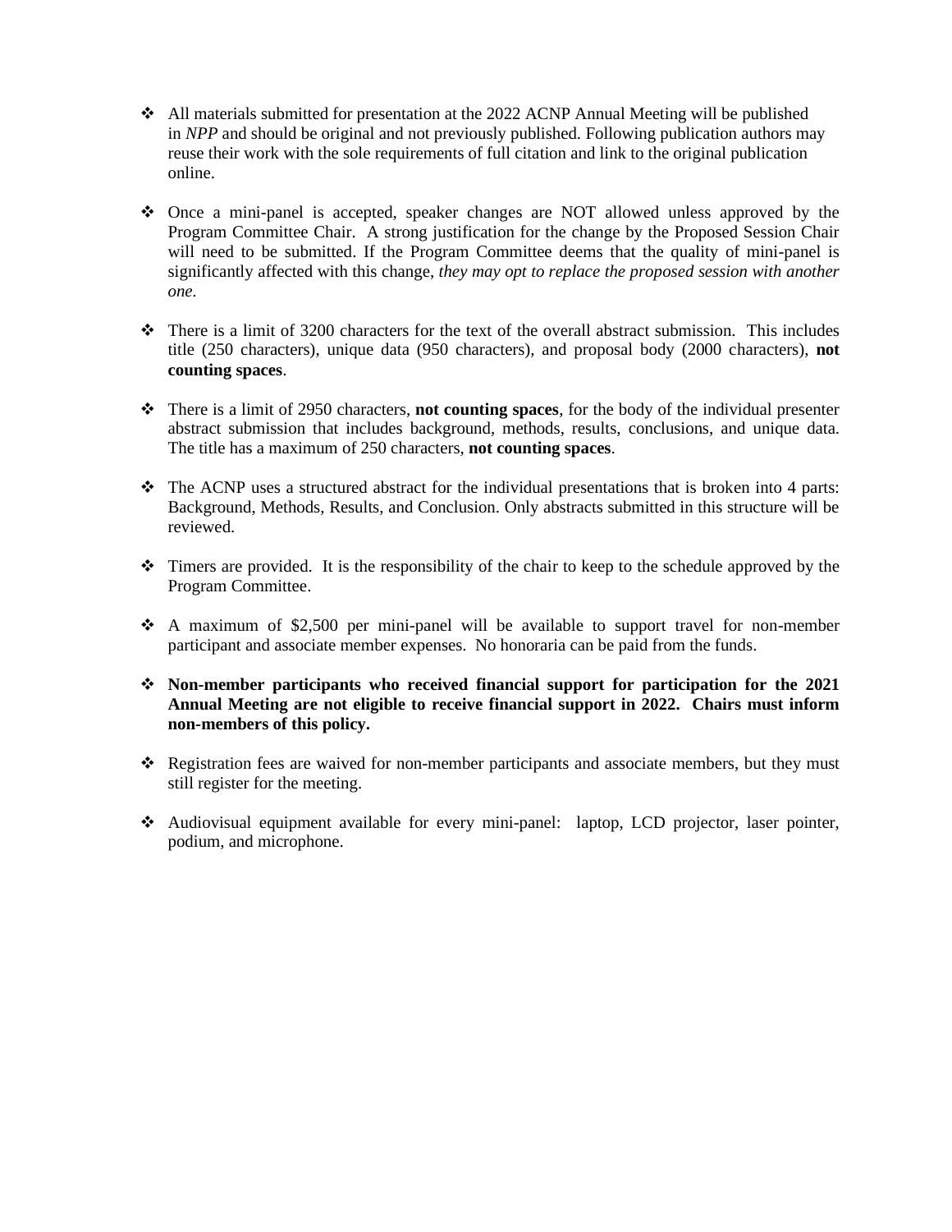- All materials submitted for presentation at the 2022 ACNP Annual Meeting will be published in *NPP* and should be original and not previously published. Following publication authors may reuse their work with the sole requirements of full citation and link to the original publication online.

- Once a mini-panel is accepted, speaker changes are NOT allowed unless approved by the Program Committee Chair. A strong justification for the change by the Proposed Session Chair will need to be submitted. If the Program Committee deems that the quality of mini-panel is significantly affected with this change, *they may opt to replace the proposed session with another one*.

- There is a limit of 3200 characters for the text of the overall abstract submission. This includes title (250 characters), unique data (950 characters), and proposal body (2000 characters), **not counting spaces**.

- There is a limit of 2950 characters, **not counting spaces**, for the body of the individual presenter abstract submission that includes background, methods, results, conclusions, and unique data. The title has a maximum of 250 characters, **not counting spaces**.

- The ACNP uses a structured abstract for the individual presentations that is broken into 4 parts: Background, Methods, Results, and Conclusion. Only abstracts submitted in this structure will be reviewed.

- Timers are provided. It is the responsibility of the chair to keep to the schedule approved by the Program Committee.

- A maximum of $2,500 per mini-panel will be available to support travel for non-member participant and associate member expenses. No honoraria can be paid from the funds.

- **Non-member participants who received financial support for participation for the 2021 Annual Meeting are not eligible to receive financial support in 2022. Chairs must inform non-members of this policy.**

- Registration fees are waived for non-member participants and associate members, but they must still register for the meeting.

- Audiovisual equipment available for every mini-panel: laptop, LCD projector, laser pointer, podium, and microphone.